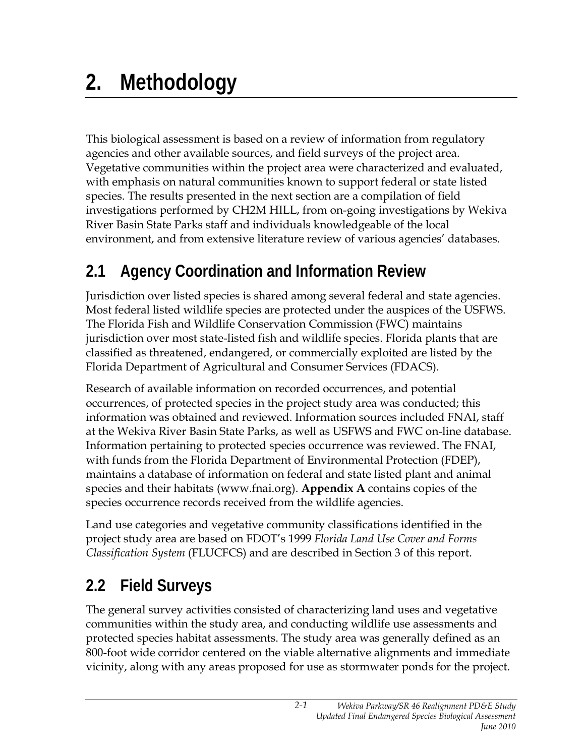# 2. Methodology

This biological assessment is based on a review of information from regulatory agencies and other available sources, and field surveys of the project area. Vegetative communities within the project area were characterized and evaluated, with emphasis on natural communities known to support federal or state listed species. The results presented in the next section are a compilation of field investigations performed by CH2M HILL, from on-going investigations by Wekiva River Basin State Parks staff and individuals knowledgeable of the local environment, and from extensive literature review of various agencies' databases.

## 2.1 Agency Coordination and Information Review

Jurisdiction over listed species is shared among several federal and state agencies. Most federal listed wildlife species are protected under the auspices of the USFWS. The Florida Fish and Wildlife Conservation Commission (FWC) maintains jurisdiction over most state-listed fish and wildlife species. Florida plants that are classified as threatened, endangered, or commercially exploited are listed by the Florida Department of Agricultural and Consumer Services (FDACS).

Research of available information on recorded occurrences, and potential occurrences, of protected species in the project study area was conducted; this information was obtained and reviewed. Information sources included FNAI, staff at the Wekiva River Basin State Parks, as well as USFWS and FWC on-line database. Information pertaining to protected species occurrence was reviewed. The FNAI, with funds from the Florida Department of Environmental Protection (FDEP), maintains a database of information on federal and state listed plant and animal species and their habitats (www.fnai.org). **Appendix A** contains copies of the species occurrence records received from the wildlife agencies.

Land use categories and vegetative community classifications identified in the project study area are based on FDOT's 1999 *Florida Land Use Cover and Forms Classification System* (FLUCFCS) and are described in Section 3 of this report.

## 2.2 Field Surveys

The general survey activities consisted of characterizing land uses and vegetative communities within the study area, and conducting wildlife use assessments and protected species habitat assessments. The study area was generally defined as an 800-foot wide corridor centered on the viable alternative alignments and immediate vicinity, along with any areas proposed for use as stormwater ponds for the project.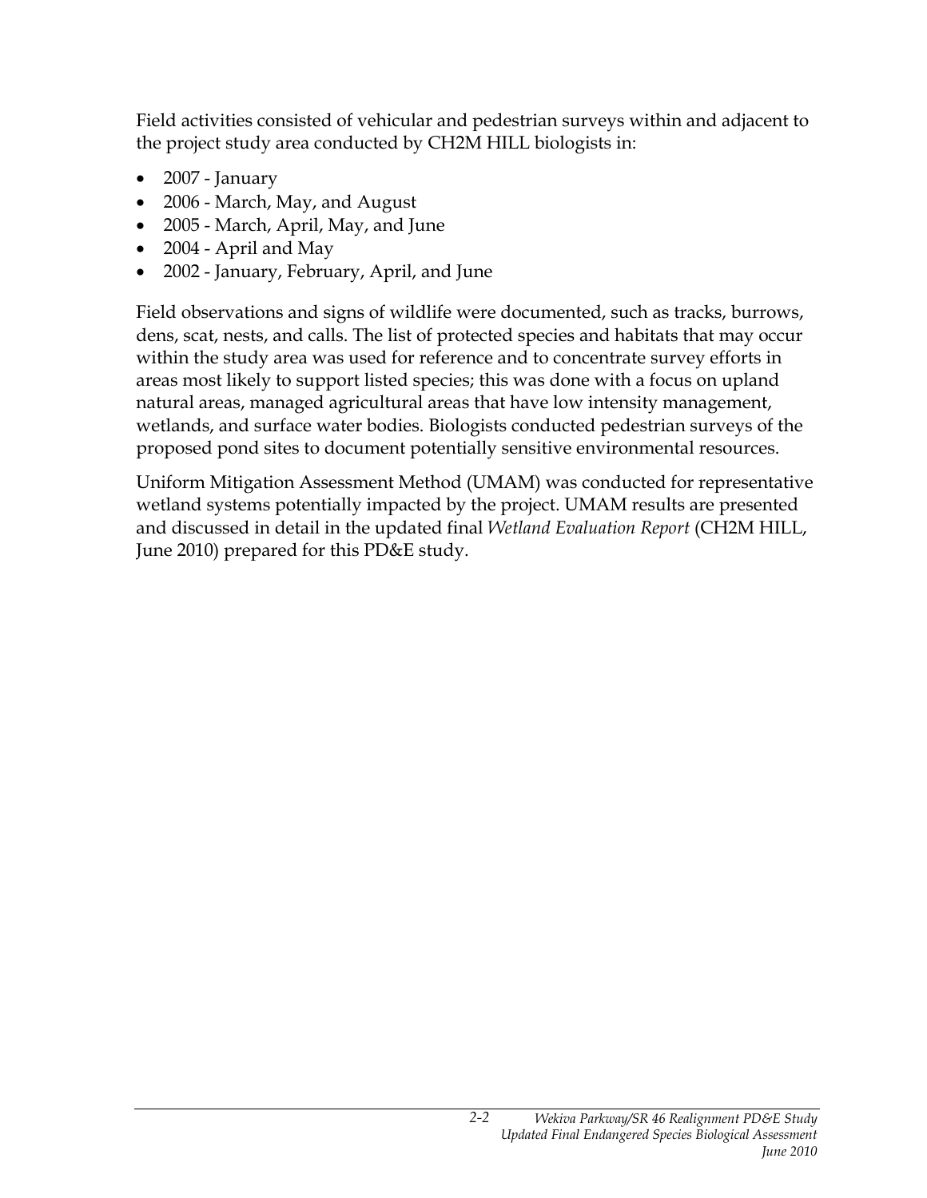Field activities consisted of vehicular and pedestrian surveys within and adjacent to the project study area conducted by CH2M HILL biologists in:

- 2007 - January
- 2006 - March, May, and August
- 2005 - March, April, May, and June
- 2004 - April and May
- 2002 - January, February, April, and June

Field observations and signs of wildlife were documented, such as tracks, burrows, dens, scat, nests, and calls. The list of protected species and habitats that may occur within the study area was used for reference and to concentrate survey efforts in areas most likely to support listed species; this was done with a focus on upland natural areas, managed agricultural areas that have low intensity management, wetlands, and surface water bodies. Biologists conducted pedestrian surveys of the proposed pond sites to document potentially sensitive environmental resources.

Uniform Mitigation Assessment Method (UMAM) was conducted for representative wetland systems potentially impacted by the project. UMAM results are presented and discussed in detail in the updated final *Wetland Evaluation Report* (CH2M HILL, June 2010) prepared for this PD&E study.